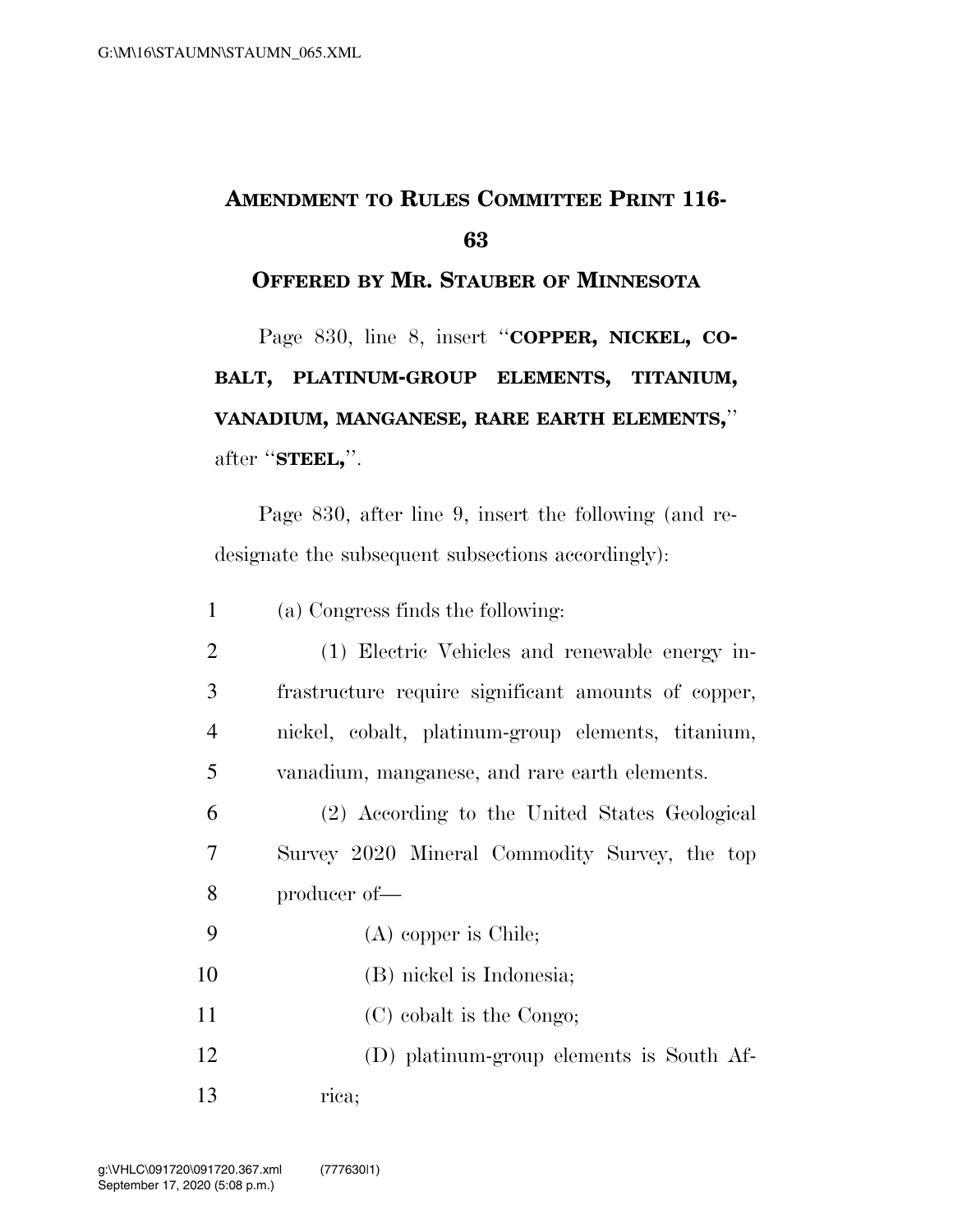# AMENDMENT TO RULES COMMITTEE PRINT 116-63

## OFFERED BY MR. STAUBER OF MINNESOTA

Page 830, line 8, insert "**COPPER, NICKEL, COBALT, PLATINUM-GROUP ELEMENTS, TITANIUM, VANADIUM, MANGANESE, RARE EARTH ELEMENTS,**" after "**STEEL,**".

Page 830, after line 9, insert the following (and redesignate the subsequent subsections accordingly):

(a) Congress finds the following:

(1) Electric Vehicles and renewable energy infrastructure require significant amounts of copper, nickel, cobalt, platinum-group elements, titanium, vanadium, manganese, and rare earth elements.

(2) According to the United States Geological Survey 2020 Mineral Commodity Survey, the top producer of—

(A) copper is Chile;

(B) nickel is Indonesia;

(C) cobalt is the Congo;

(D) platinum-group elements is South Africa;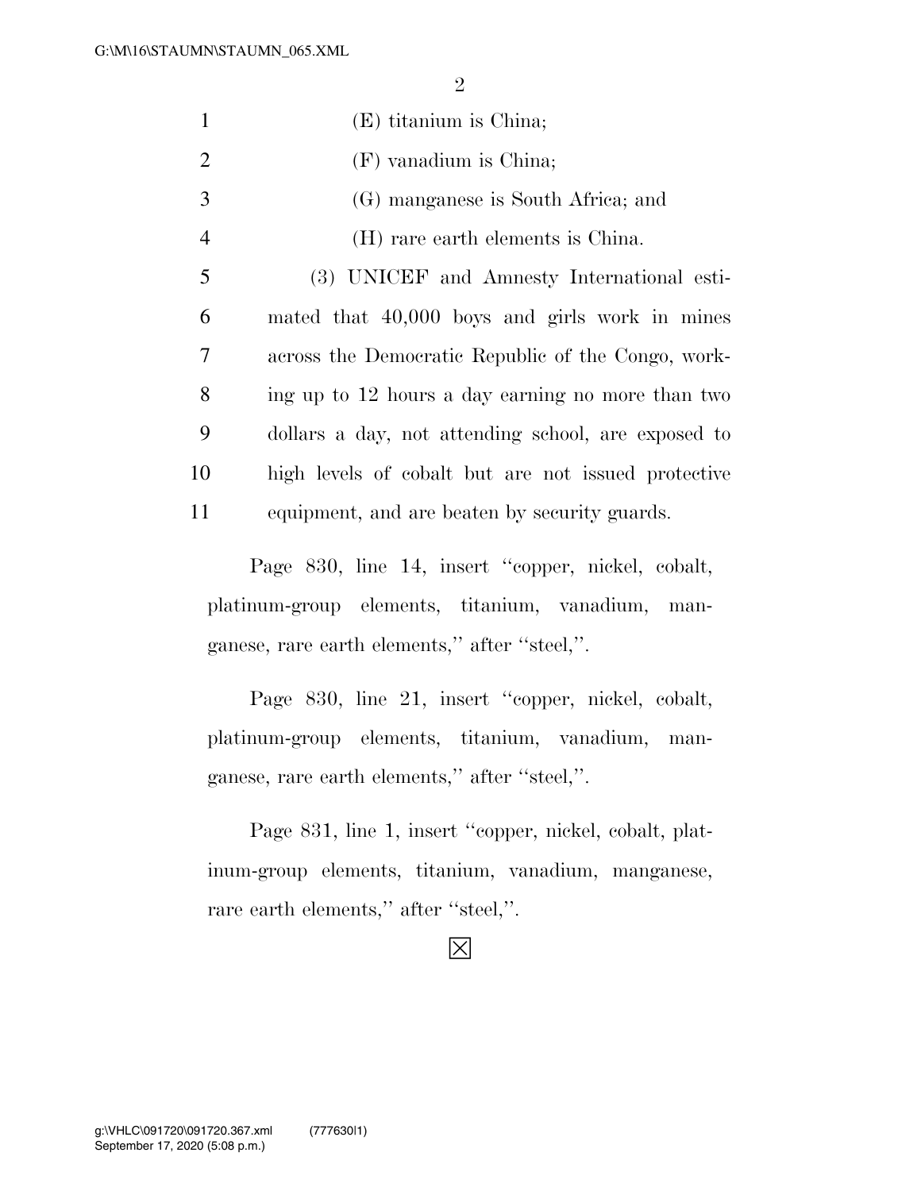(E) titanium is China;

(F) vanadium is China;

(G) manganese is South Africa; and

(H) rare earth elements is China.

(3) UNICEF and Amnesty International estimated that 40,000 boys and girls work in mines across the Democratic Republic of the Congo, working up to 12 hours a day earning no more than two dollars a day, not attending school, are exposed to high levels of cobalt but are not issued protective equipment, and are beaten by security guards.

Page 830, line 14, insert ''copper, nickel, cobalt, platinum-group elements, titanium, vanadium, manganese, rare earth elements,'' after ''steel,''.

Page 830, line 21, insert ''copper, nickel, cobalt, platinum-group elements, titanium, vanadium, manganese, rare earth elements,'' after ''steel,''.

Page 831, line 1, insert ''copper, nickel, cobalt, platinum-group elements, titanium, vanadium, manganese, rare earth elements,'' after ''steel,''.

☒